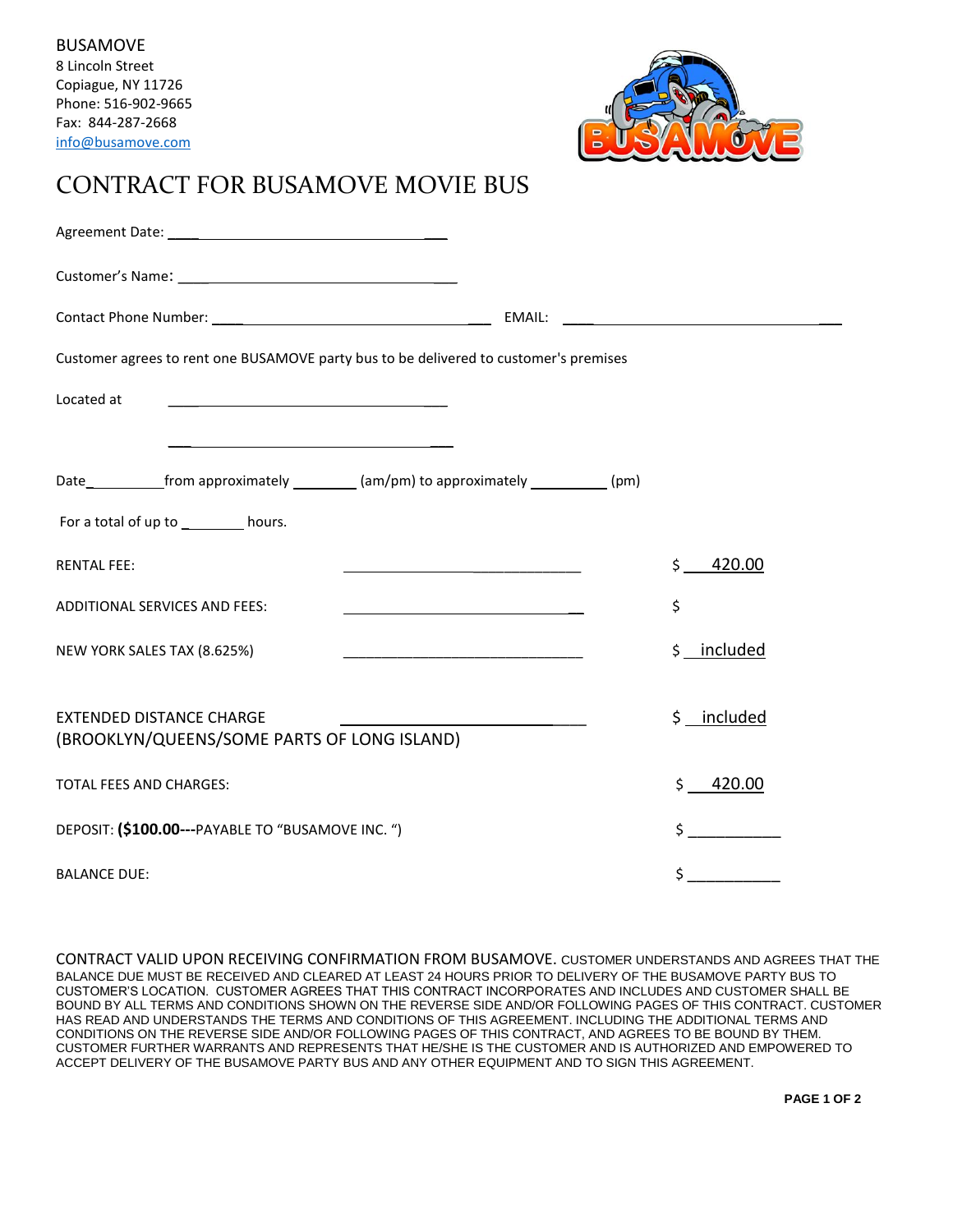BUSAMOVE
8 Lincoln Street
Copiague, NY 11726
Phone: 516-902-9665
Fax: 844-287-2668
info@busamove.com

# CONTRACT FOR BUSAMOVE MOVIE BUS

Agreement Date: ______________________________

Customer's Name: ______________________________

Contact Phone Number: ______________________________ EMAIL: ______________________________

Customer agrees to rent one BUSAMOVE party bus to be delivered to customer's premises

Located at ______________________________

______________________________

Date__________from approximately ________ (am/pm) to approximately __________ (pm)

For a total of up to ________ hours.

| | | |
|---|---|---|
| RENTAL FEE: | ______________________________ | $ 420.00 |
| ADDITIONAL SERVICES AND FEES: | ______________________________ | $ |
| NEW YORK SALES TAX (8.625%) | ______________________________ | $ included |
| EXTENDED DISTANCE CHARGE (BROOKLYN/QUEENS/SOME PARTS OF LONG ISLAND) | ______________________________ | $ included |
| TOTAL FEES AND CHARGES: | | $ 420.00 |
| DEPOSIT: **($100.00---**PAYABLE TO "BUSAMOVE INC. ") | | $ ___________ |
| BALANCE DUE: | | $ ___________ |

CONTRACT VALID UPON RECEIVING CONFIRMATION FROM BUSAMOVE. CUSTOMER UNDERSTANDS AND AGREES THAT THE BALANCE DUE MUST BE RECEIVED AND CLEARED AT LEAST 24 HOURS PRIOR TO DELIVERY OF THE BUSAMOVE PARTY BUS TO CUSTOMER'S LOCATION. CUSTOMER AGREES THAT THIS CONTRACT INCORPORATES AND INCLUDES AND CUSTOMER SHALL BE BOUND BY ALL TERMS AND CONDITIONS SHOWN ON THE REVERSE SIDE AND/OR FOLLOWING PAGES OF THIS CONTRACT. CUSTOMER HAS READ AND UNDERSTANDS THE TERMS AND CONDITIONS OF THIS AGREEMENT. INCLUDING THE ADDITIONAL TERMS AND CONDITIONS ON THE REVERSE SIDE AND/OR FOLLOWING PAGES OF THIS CONTRACT, AND AGREES TO BE BOUND BY THEM. CUSTOMER FURTHER WARRANTS AND REPRESENTS THAT HE/SHE IS THE CUSTOMER AND IS AUTHORIZED AND EMPOWERED TO ACCEPT DELIVERY OF THE BUSAMOVE PARTY BUS AND ANY OTHER EQUIPMENT AND TO SIGN THIS AGREEMENT.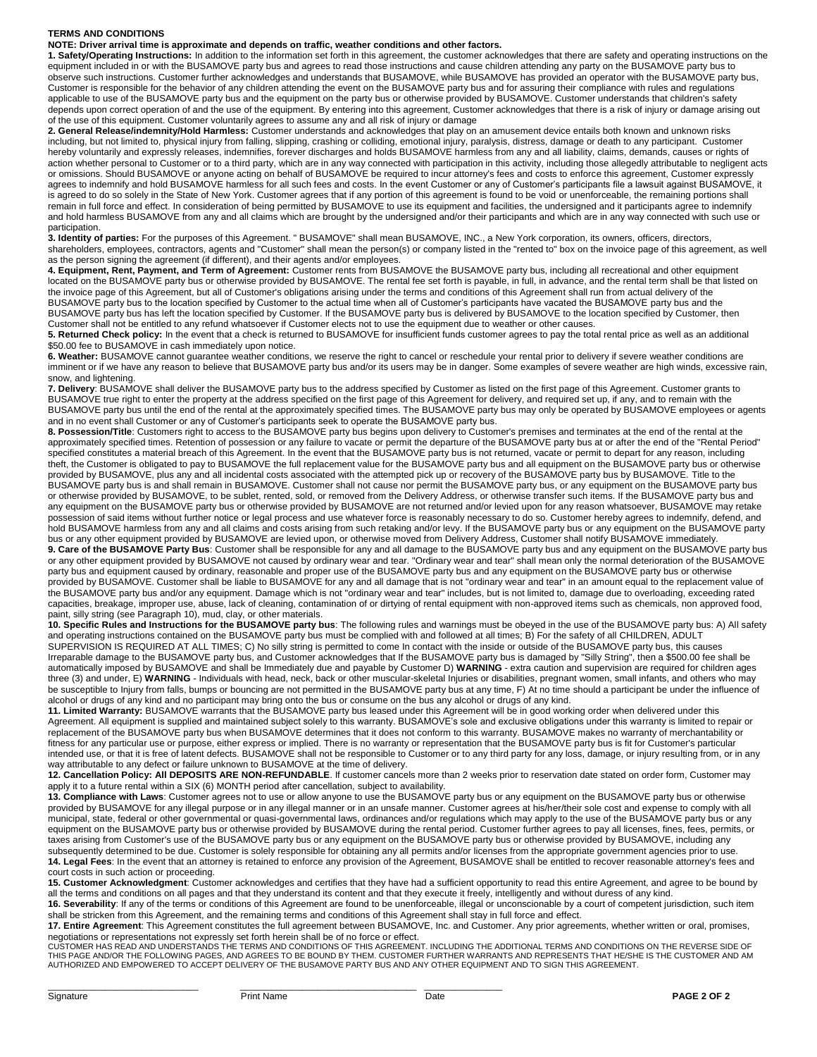**TERMS AND CONDITIONS**

**NOTE: Driver arrival time is approximate and depends on traffic, weather conditions and other factors.**

**1. Safety/Operating Instructions:** In addition to the information set forth in this agreement, the customer acknowledges that there are safety and operating instructions on the equipment included in or with the BUSAMOVE party bus and agrees to read those instructions and cause children attending any party on the BUSAMOVE party bus to observe such instructions. Customer further acknowledges and understands that BUSAMOVE, while BUSAMOVE has provided an operator with the BUSAMOVE party bus, Customer is responsible for the behavior of any children attending the event on the BUSAMOVE party bus and for assuring their compliance with rules and regulations applicable to use of the BUSAMOVE party bus and the equipment on the party bus or otherwise provided by BUSAMOVE. Customer understands that children's safety depends upon correct operation of and the use of the equipment. By entering into this agreement, Customer acknowledges that there is a risk of injury or damage arising out of the use of this equipment. Customer voluntarily agrees to assume any and all risk of injury or damage

**2. General Release/indemnity/Hold Harmless:** Customer understands and acknowledges that play on an amusement device entails both known and unknown risks including, but not limited to, physical injury from falling, slipping, crashing or colliding, emotional injury, paralysis, distress, damage or death to any participant. Customer hereby voluntarily and expressly releases, indemnifies, forever discharges and holds BUSAMOVE harmless from any and all liability, claims, demands, causes or rights of action whether personal to Customer or to a third party, which are in any way connected with participation in this activity, including those allegedly attributable to negligent acts or omissions. Should BUSAMOVE or anyone acting on behalf of BUSAMOVE be required to incur attorney's fees and costs to enforce this agreement, Customer expressly agrees to indemnify and hold BUSAMOVE harmless for all such fees and costs. In the event Customer or any of Customer's participants file a lawsuit against BUSAMOVE, it is agreed to do so solely in the State of New York. Customer agrees that if any portion of this agreement is found to be void or unenforceable, the remaining portions shall remain in full force and effect. In consideration of being permitted by BUSAMOVE to use its equipment and facilities, the undersigned and it participants agree to indemnify and hold harmless BUSAMOVE from any and all claims which are brought by the undersigned and/or their participants and which are in any way connected with such use or participation.

**3. Identity of parties:** For the purposes of this Agreement. " BUSAMOVE" shall mean BUSAMOVE, INC., a New York corporation, its owners, officers, directors, shareholders, employees, contractors, agents and "Customer" shall mean the person(s) or company listed in the "rented to" box on the invoice page of this agreement, as well as the person signing the agreement (if different), and their agents and/or employees.

**4. Equipment, Rent, Payment, and Term of Agreement:** Customer rents from BUSAMOVE the BUSAMOVE party bus, including all recreational and other equipment located on the BUSAMOVE party bus or otherwise provided by BUSAMOVE. The rental fee set forth is payable, in full, in advance, and the rental term shall be that listed on the invoice page of this Agreement, but all of Customer's obligations arising under the terms and conditions of this Agreement shall run from actual delivery of the BUSAMOVE party bus to the location specified by Customer to the actual time when all of Customer's participants have vacated the BUSAMOVE party bus and the BUSAMOVE party bus has left the location specified by Customer. If the BUSAMOVE party bus is delivered by BUSAMOVE to the location specified by Customer, then Customer shall not be entitled to any refund whatsoever if Customer elects not to use the equipment due to weather or other causes.

**5. Returned Check policy:** In the event that a check is returned to BUSAMOVE for insufficient funds customer agrees to pay the total rental price as well as an additional $50.00 fee to BUSAMOVE in cash immediately upon notice.

**6. Weather:** BUSAMOVE cannot guarantee weather conditions, we reserve the right to cancel or reschedule your rental prior to delivery if severe weather conditions are imminent or if we have any reason to believe that BUSAMOVE party bus and/or its users may be in danger. Some examples of severe weather are high winds, excessive rain, snow, and lightening.

**7. Delivery**: BUSAMOVE shall deliver the BUSAMOVE party bus to the address specified by Customer as listed on the first page of this Agreement. Customer grants to BUSAMOVE true right to enter the property at the address specified on the first page of this Agreement for delivery, and required set up, if any, and to remain with the BUSAMOVE party bus until the end of the rental at the approximately specified times. The BUSAMOVE party bus may only be operated by BUSAMOVE employees or agents and in no event shall Customer or any of Customer's participants seek to operate the BUSAMOVE party bus.

**8. Possession/Title**: Customers right to access to the BUSAMOVE party bus begins upon delivery to Customer's premises and terminates at the end of the rental at the approximately specified times. Retention of possession or any failure to vacate or permit the departure of the BUSAMOVE party bus at or after the end of the "Rental Period" specified constitutes a material breach of this Agreement. In the event that the BUSAMOVE party bus is not returned, vacate or permit to depart for any reason, including theft, the Customer is obligated to pay to BUSAMOVE the full replacement value for the BUSAMOVE party bus and all equipment on the BUSAMOVE party bus or otherwise provided by BUSAMOVE, plus any and all incidental costs associated with the attempted pick up or recovery of the BUSAMOVE party bus by BUSAMOVE. Title to the BUSAMOVE party bus is and shall remain in BUSAMOVE. Customer shall not cause nor permit the BUSAMOVE party bus, or any equipment on the BUSAMOVE party bus or otherwise provided by BUSAMOVE, to be sublet, rented, sold, or removed from the Delivery Address, or otherwise transfer such items. If the BUSAMOVE party bus and any equipment on the BUSAMOVE party bus or otherwise provided by BUSAMOVE are not returned and/or levied upon for any reason whatsoever, BUSAMOVE may retake possession of said items without further notice or legal process and use whatever force is reasonably necessary to do so. Customer hereby agrees to indemnify, defend, and hold BUSAMOVE harmless from any and all claims and costs arising from such retaking and/or levy. If the BUSAMOVE party bus or any equipment on the BUSAMOVE party bus or any other equipment provided by BUSAMOVE are levied upon, or otherwise moved from Delivery Address, Customer shall notify BUSAMOVE immediately.

**9. Care of the BUSAMOVE Party Bus**: Customer shall be responsible for any and all damage to the BUSAMOVE party bus and any equipment on the BUSAMOVE party bus or any other equipment provided by BUSAMOVE not caused by ordinary wear and tear. "Ordinary wear and tear" shall mean only the normal deterioration of the BUSAMOVE party bus and equipment caused by ordinary, reasonable and proper use of the BUSAMOVE party bus and any equipment on the BUSAMOVE party bus or otherwise provided by BUSAMOVE. Customer shall be liable to BUSAMOVE for any and all damage that is not "ordinary wear and tear" in an amount equal to the replacement value of the BUSAMOVE party bus and/or any equipment. Damage which is not "ordinary wear and tear" includes, but is not limited to, damage due to overloading, exceeding rated capacities, breakage, improper use, abuse, lack of cleaning, contamination of or dirtying of rental equipment with non-approved items such as chemicals, non approved food, paint, silly string (see Paragraph 10), mud, clay, or other materials.

**10. Specific Rules and Instructions for the BUSAMOVE party bus**: The following rules and warnings must be obeyed in the use of the BUSAMOVE party bus: A) All safety and operating instructions contained on the BUSAMOVE party bus must be complied with and followed at all times; B) For the safety of all CHILDREN, ADULT SUPERVISION IS REQUIRED AT ALL TIMES; C) No silly string is permitted to come In contact with the inside or outside of the BUSAMOVE party bus, this causes Irreparable damage to the BUSAMOVE party bus, and Customer acknowledges that If the BUSAMOVE party bus is damaged by "Silly String", then a $500.00 fee shall be automatically imposed by BUSAMOVE and shall be Immediately due and payable by Customer D) **WARNING** - extra caution and supervision are required for children ages three (3) and under, E) **WARNING** - Individuals with head, neck, back or other muscular-skeletal Injuries or disabilities, pregnant women, small infants, and others who may be susceptible to Injury from falls, bumps or bouncing are not permitted in the BUSAMOVE party bus at any time, F) At no time should a participant be under the influence of alcohol or drugs of any kind and no participant may bring onto the bus or consume on the bus any alcohol or drugs of any kind.

**11. Limited Warranty:** BUSAMOVE warrants that the BUSAMOVE party bus leased under this Agreement will be in good working order when delivered under this Agreement. All equipment is supplied and maintained subject solely to this warranty. BUSAMOVE's sole and exclusive obligations under this warranty is limited to repair or replacement of the BUSAMOVE party bus when BUSAMOVE determines that it does not conform to this warranty. BUSAMOVE makes no warranty of merchantability or fitness for any particular use or purpose, either express or implied. There is no warranty or representation that the BUSAMOVE party bus is fit for Customer's particular intended use, or that it is free of latent defects. BUSAMOVE shall not be responsible to Customer or to any third party for any loss, damage, or injury resulting from, or in any way attributable to any defect or failure unknown to BUSAMOVE at the time of delivery.

**12. Cancellation Policy: All DEPOSITS ARE NON-REFUNDABLE**. If customer cancels more than 2 weeks prior to reservation date stated on order form, Customer may apply it to a future rental within a SIX (6) MONTH period after cancellation, subject to availability.

**13. Compliance with Laws**: Customer agrees not to use or allow anyone to use the BUSAMOVE party bus or any equipment on the BUSAMOVE party bus or otherwise provided by BUSAMOVE for any illegal purpose or in any illegal manner or in an unsafe manner. Customer agrees at his/her/their sole cost and expense to comply with all municipal, state, federal or other governmental or quasi-governmental laws, ordinances and/or regulations which may apply to the use of the BUSAMOVE party bus or any equipment on the BUSAMOVE party bus or otherwise provided by BUSAMOVE during the rental period. Customer further agrees to pay all licenses, fines, fees, permits, or taxes arising from Customer's use of the BUSAMOVE party bus or any equipment on the BUSAMOVE party bus or otherwise provided by BUSAMOVE, including any subsequently determined to be due. Customer is solely responsible for obtaining any all permits and/or licenses from the appropriate government agencies prior to use.

**14. Legal Fees**: In the event that an attorney is retained to enforce any provision of the Agreement, BUSAMOVE shall be entitled to recover reasonable attorney's fees and court costs in such action or proceeding.

**15. Customer Acknowledgment**: Customer acknowledges and certifies that they have had a sufficient opportunity to read this entire Agreement, and agree to be bound by all the terms and conditions on all pages and that they understand its content and that they execute it freely, intelligently and without duress of any kind.

**16. Severability**: If any of the terms or conditions of this Agreement are found to be unenforceable, illegal or unconscionable by a court of competent jurisdiction, such item shall be stricken from this Agreement, and the remaining terms and conditions of this Agreement shall stay in full force and effect.

**17. Entire Agreement**: This Agreement constitutes the full agreement between BUSAMOVE, Inc. and Customer. Any prior agreements, whether written or oral, promises, negotiations or representations not expressly set forth herein shall be of no force or effect.

CUSTOMER HAS READ AND UNDERSTANDS THE TERMS AND CONDITIONS OF THIS AGREEMENT. INCLUDING THE ADDITIONAL TERMS AND CONDITIONS ON THE REVERSE SIDE OF THIS PAGE AND/OR THE FOLLOWING PAGES, AND AGREES TO BE BOUND BY THEM. CUSTOMER FURTHER WARRANTS AND REPRESENTS THAT HE/SHE IS THE CUSTOMER AND AM AUTHORIZED AND EMPOWERED TO ACCEPT DELIVERY OF THE BUSAMOVE PARTY BUS AND ANY OTHER EQUIPMENT AND TO SIGN THIS AGREEMENT.

_____________________________ _________________________________ _______________

Signature Print Name Date